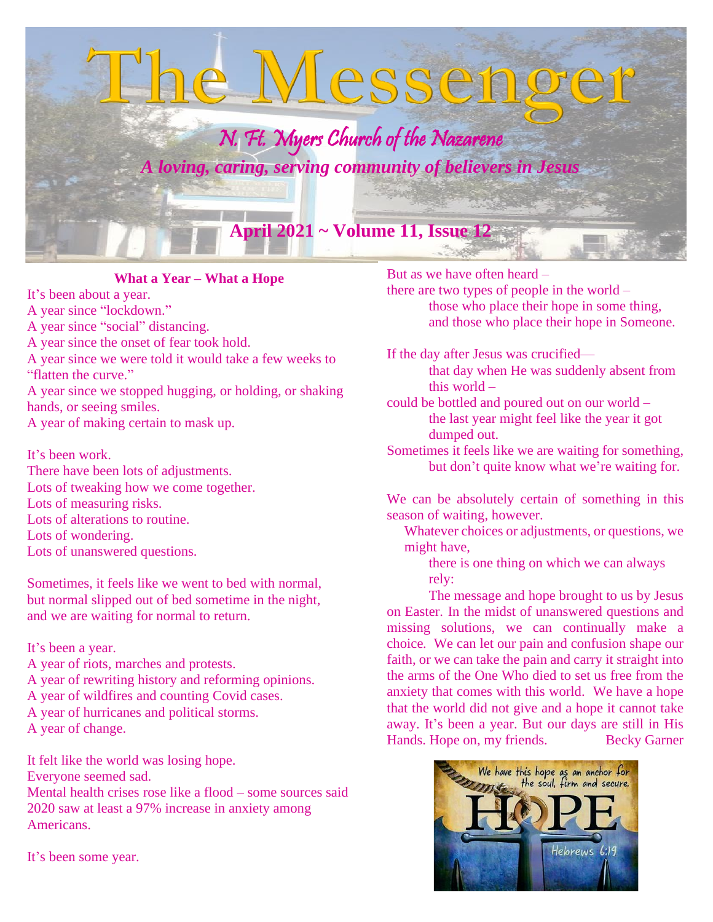# The Messenger

*N. Ft. Myers Church of the Nazarene*

***A loving, caring, serving community of believers in Jesus***

**April 2021 ~ Volume 11, Issue 12**

**What a Year – What a Hope**

It's been about a year.
A year since "lockdown."
A year since "social" distancing.
A year since the onset of fear took hold.
A year since we were told it would take a few weeks to "flatten the curve."
A year since we stopped hugging, or holding, or shaking hands, or seeing smiles.
A year of making certain to mask up.

It's been work.
There have been lots of adjustments.
Lots of tweaking how we come together.
Lots of measuring risks.
Lots of alterations to routine.
Lots of wondering.
Lots of unanswered questions.

Sometimes, it feels like we went to bed with normal,
but normal slipped out of bed sometime in the night,
and we are waiting for normal to return.

It's been a year.
A year of riots, marches and protests.
A year of rewriting history and reforming opinions.
A year of wildfires and counting Covid cases.
A year of hurricanes and political storms.
A year of change.

It felt like the world was losing hope.
Everyone seemed sad.
Mental health crises rose like a flood – some sources said 2020 saw at least a 97% increase in anxiety among Americans.

It's been some year.

But as we have often heard –
there are two types of people in the world –
those who place their hope in some thing,
and those who place their hope in Someone.

If the day after Jesus was crucified—
that day when He was suddenly absent from this world –
could be bottled and poured out on our world –
the last year might feel like the year it got dumped out.
Sometimes it feels like we are waiting for something,
but don't quite know what we're waiting for.

We can be absolutely certain of something in this season of waiting, however.
Whatever choices or adjustments, or questions, we might have,
there is one thing on which we can always rely:
The message and hope brought to us by Jesus on Easter. In the midst of unanswered questions and missing solutions, we can continually make a choice. We can let our pain and confusion shape our faith, or we can take the pain and carry it straight into the arms of the One Who died to set us free from the anxiety that comes with this world. We have a hope that the world did not give and a hope it cannot take away. It's been a year. But our days are still in His Hands. Hope on, my friends. Becky Garner

We have this hope as an anchor for the soul, firm and secure.
HOPE
Hebrews 6:19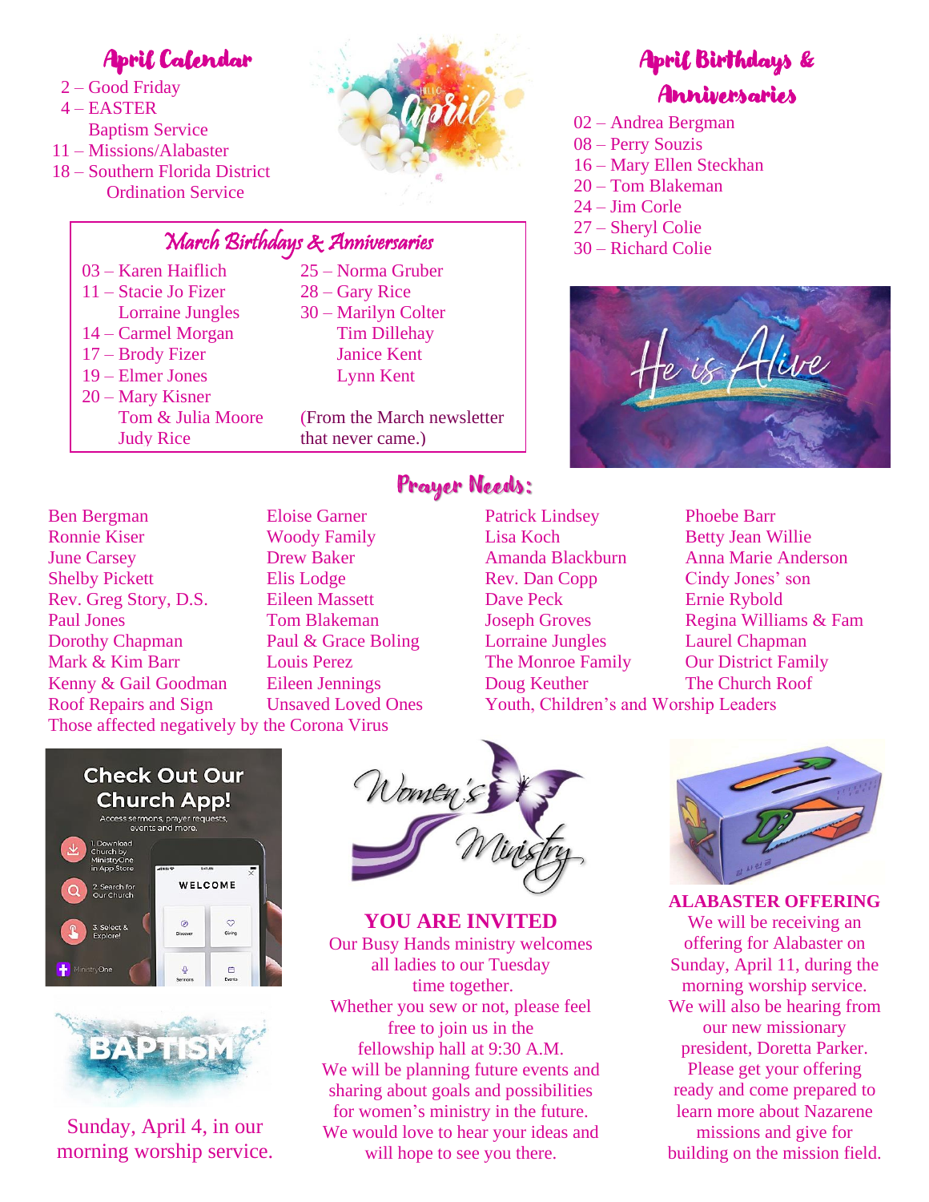## April Calendar

2 – Good Friday
4 – EASTER
Baptism Service
11 – Missions/Alabaster
18 – Southern Florida District
Ordination Service

## March Birthdays & Anniversaries

03 – Karen Haiflich
11 – Stacie Jo Fizer
Lorraine Jungles
14 – Carmel Morgan
17 – Brody Fizer
19 – Elmer Jones
20 – Mary Kisner
Tom & Julia Moore
Judy Rice
25 – Norma Gruber
28 – Gary Rice
30 – Marilyn Colter
Tim Dillehay
Janice Kent
Lynn Kent

(From the March newsletter that never came.)

## April Birthdays & Anniversaries

02 – Andrea Bergman
08 – Perry Souzis
16 – Mary Ellen Steckhan
20 – Tom Blakeman
24 – Jim Corle
27 – Sheryl Colie
30 – Richard Colie

He is Alive

## Prayer Needs:

Ben Bergman
Ronnie Kiser
June Carsey
Shelby Pickett
Rev. Greg Story, D.S.
Paul Jones
Dorothy Chapman
Mark & Kim Barr
Kenny & Gail Goodman
Roof Repairs and Sign
Eloise Garner
Woody Family
Drew Baker
Elis Lodge
Eileen Massett
Tom Blakeman
Paul & Grace Boling
Louis Perez
Eileen Jennings
Unsaved Loved Ones
Patrick Lindsey
Lisa Koch
Amanda Blackburn
Rev. Dan Copp
Dave Peck
Joseph Groves
Lorraine Jungles
The Monroe Family
Doug Keuther
Youth, Children's and Worship Leaders
Phoebe Barr
Betty Jean Willie
Anna Marie Anderson
Cindy Jones' son
Ernie Rybold
Regina Williams & Fam
Laurel Chapman
Our District Family
The Church Roof
Those affected negatively by the Corona Virus

**Check Out Our Church App!**

Access sermons, prayer requests, events and more.

1. Download Church by MinistryOne in App Store
2. Search for Our Church
3. Select & Explore!

BAPTISM

Sunday, April 4, in our morning worship service.

Women's Ministry

**YOU ARE INVITED**

Our Busy Hands ministry welcomes all ladies to our Tuesday time together.
Whether you sew or not, please feel free to join us in the fellowship hall at 9:30 A.M.
We will be planning future events and sharing about goals and possibilities for women's ministry in the future.
We would love to hear your ideas and will hope to see you there.

**ALABASTER OFFERING**

We will be receiving an offering for Alabaster on Sunday, April 11, during the morning worship service.
We will also be hearing from our new missionary president, Doretta Parker.
Please get your offering ready and come prepared to learn more about Nazarene missions and give for building on the mission field.